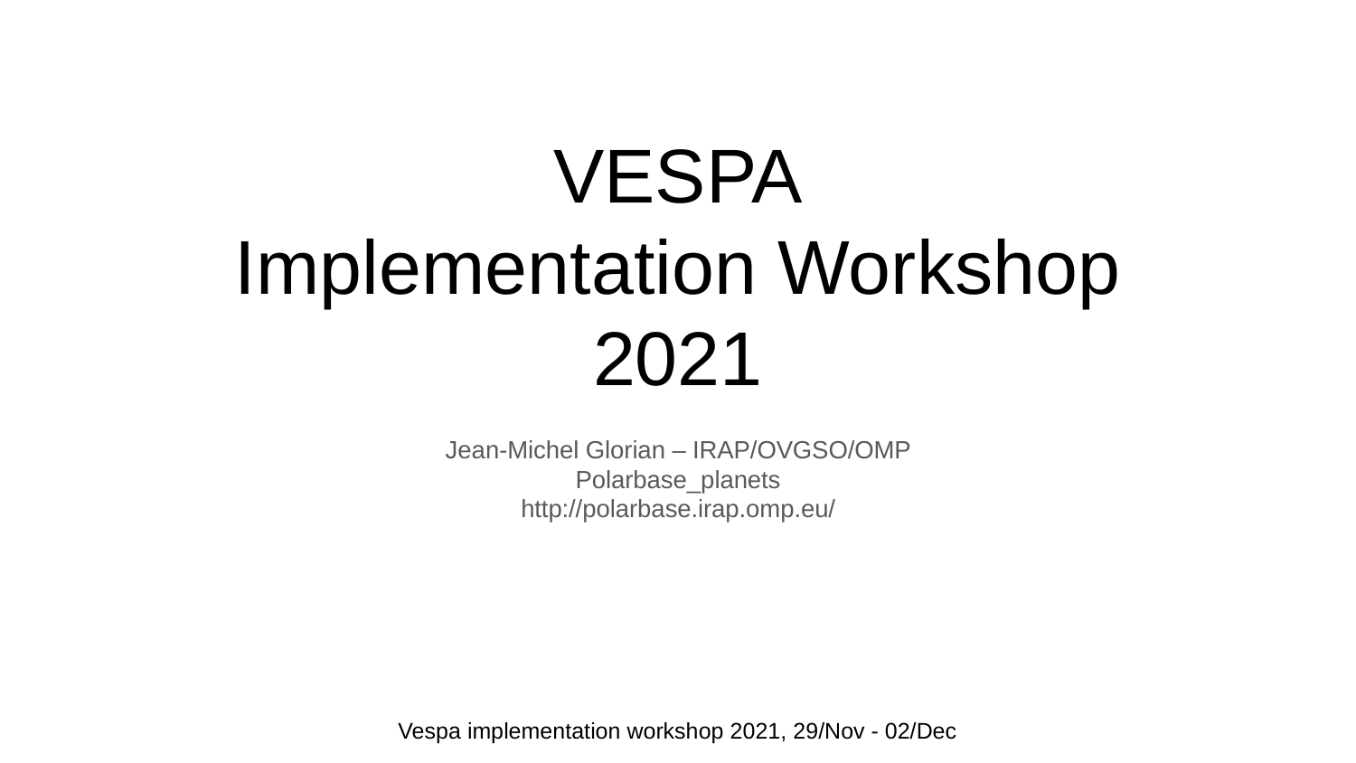# VESPA Implementation Workshop 2021

Jean-Michel Glorian – IRAP/OVGSO/OMP
Polarbase_planets
http://polarbase.irap.omp.eu/

Vespa implementation workshop 2021, 29/Nov - 02/Dec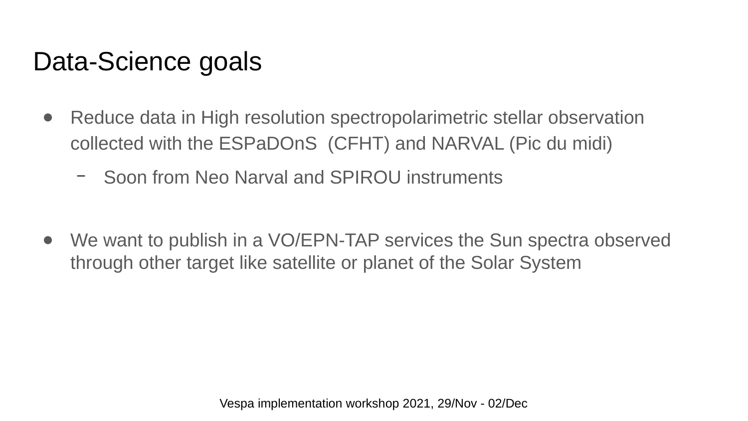# Data-Science goals

- Reduce data in High resolution spectropolarimetric stellar observation collected with the ESPaDOnS (CFHT) and NARVAL (Pic du midi)
  - Soon from Neo Narval and SPIROU instruments

- We want to publish in a VO/EPN-TAP services the Sun spectra observed through other target like satellite or planet of the Solar System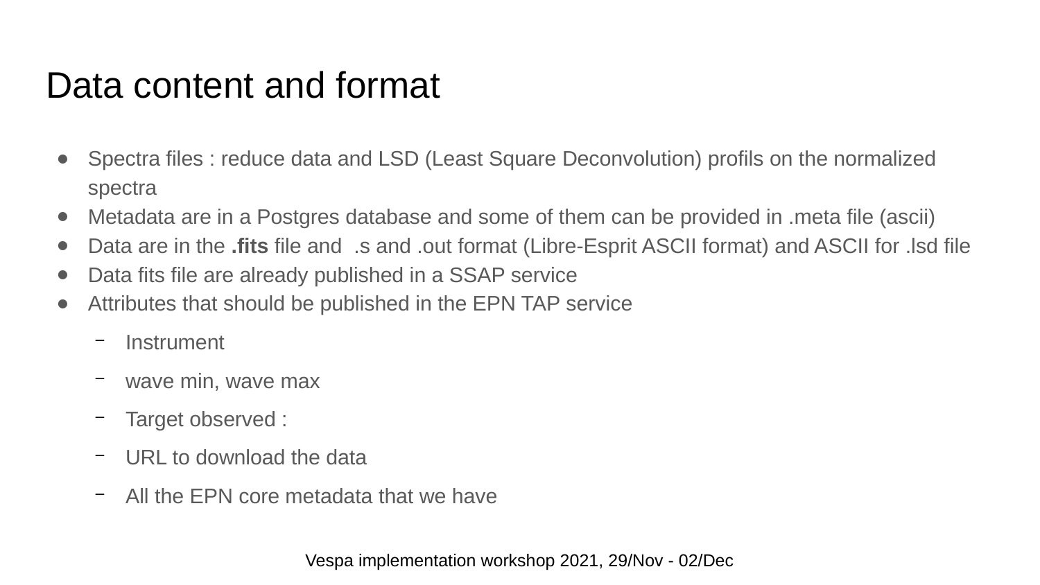# Data content and format

- Spectra files : reduce data and LSD (Least Square Deconvolution) profils on the normalized spectra
- Metadata are in a Postgres database and some of them can be provided in .meta file (ascii)
- Data are in the **.fits** file and .s and .out format (Libre-Esprit ASCII format) and ASCII for .lsd file
- Data fits file are already published in a SSAP service
- Attributes that should be published in the EPN TAP service
  - Instrument
  - wave min, wave max
  - Target observed :
  - URL to download the data
  - All the EPN core metadata that we have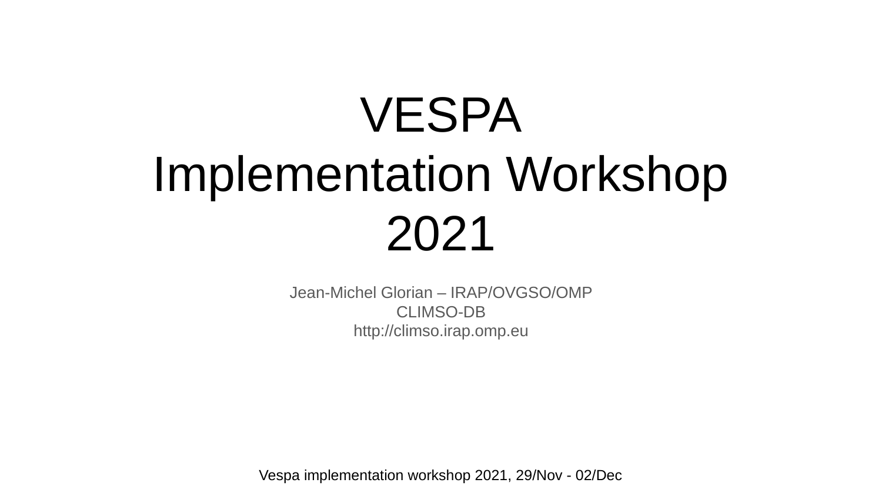# VESPA Implementation Workshop 2021

Jean-Michel Glorian – IRAP/OVGSO/OMP
CLIMSO-DB
http://climso.irap.omp.eu

Vespa implementation workshop 2021, 29/Nov - 02/Dec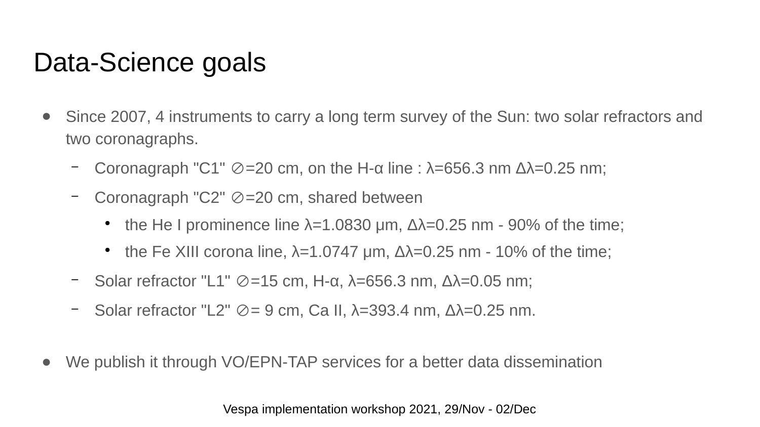# Data-Science goals

- Since 2007, 4 instruments to carry a long term survey of the Sun: two solar refractors and two coronagraphs.
  - Coronagraph "C1" ⌀=20 cm, on the H-α line : λ=656.3 nm Δλ=0.25 nm;
  - Coronagraph "C2" ⌀=20 cm, shared between
    - the He I prominence line λ=1.0830 μm, Δλ=0.25 nm - 90% of the time;
    - the Fe XIII corona line, λ=1.0747 μm, Δλ=0.25 nm - 10% of the time;
  - Solar refractor "L1" ⌀=15 cm, H-α, λ=656.3 nm, Δλ=0.05 nm;
  - Solar refractor "L2" ⌀= 9 cm, Ca II, λ=393.4 nm, Δλ=0.25 nm.
- We publish it through VO/EPN-TAP services for a better data dissemination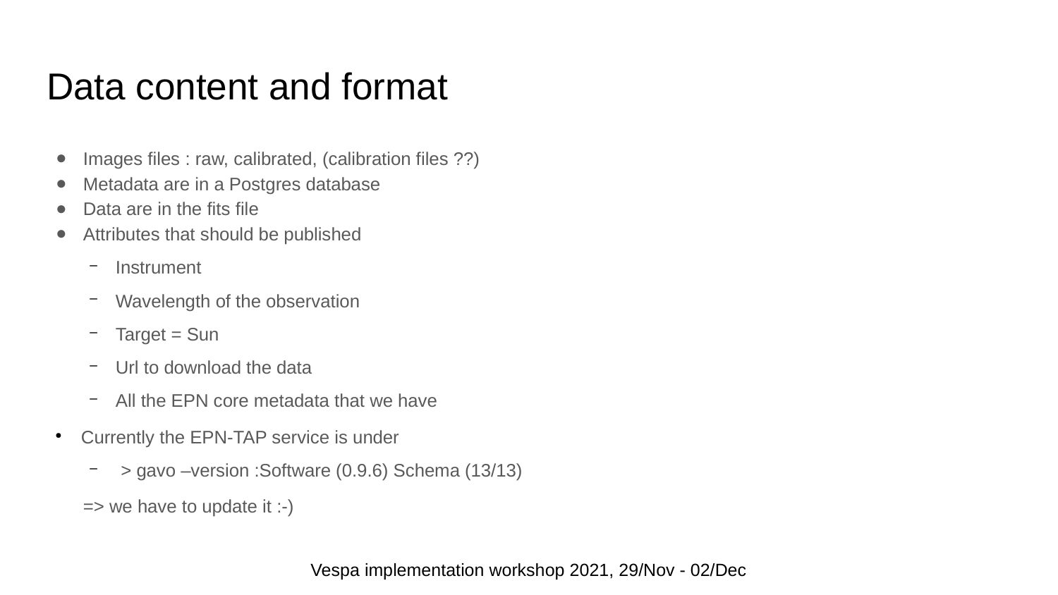# Data content and format

- Images files : raw, calibrated, (calibration files ??)
- Metadata are in a Postgres database
- Data are in the fits file
- Attributes that should be published
  - Instrument
  - Wavelength of the observation
  - Target = Sun
  - Url to download the data
  - All the EPN core metadata that we have
- Currently the EPN-TAP service is under
  - > gavo –version :Software (0.9.6) Schema (13/13)

  => we have to update it :-)